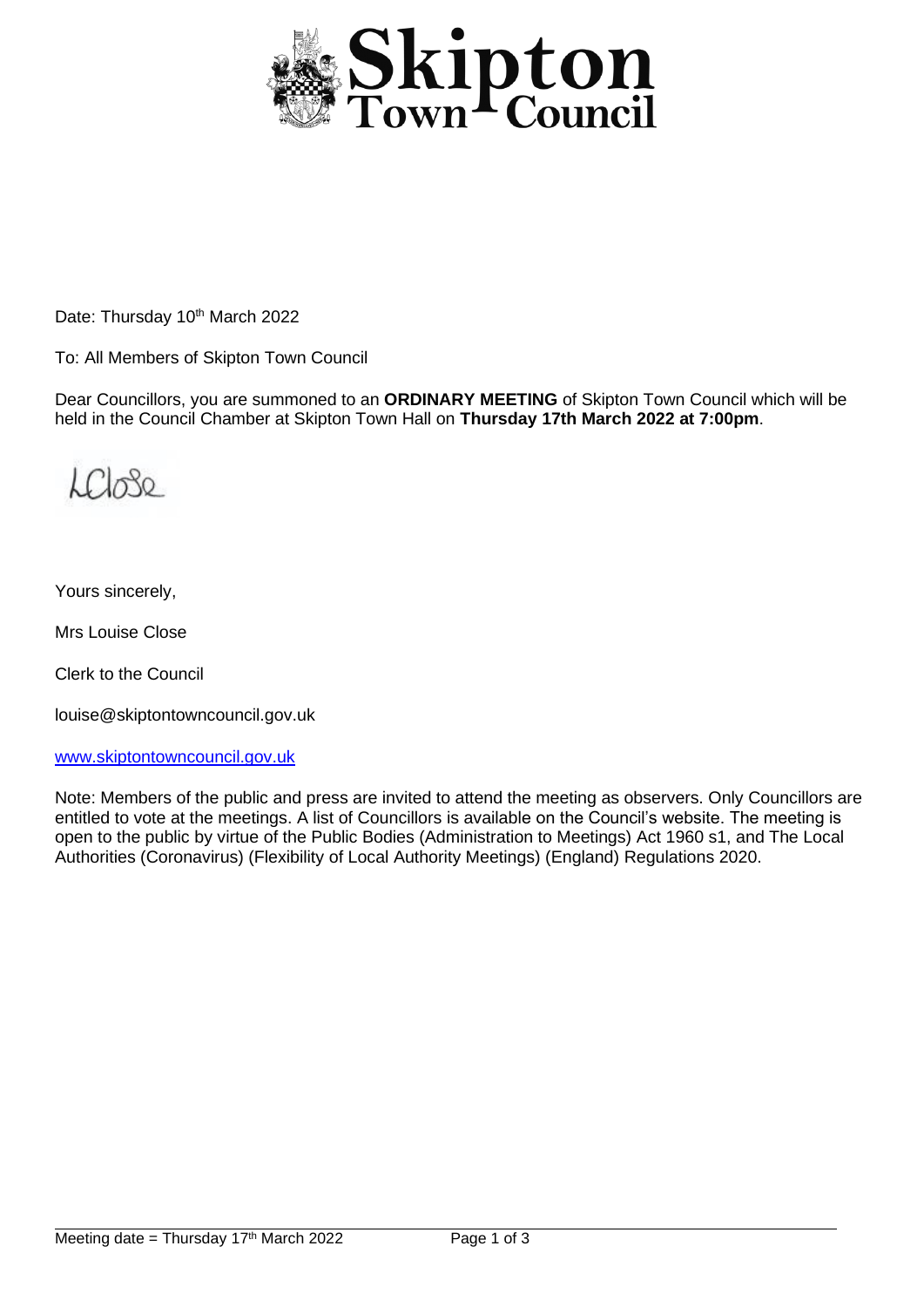# Skipton Town Council

Date: Thursday 10th March 2022

To: All Members of Skipton Town Council

Dear Councillors, you are summoned to an **ORDINARY MEETING** of Skipton Town Council which will be held in the Council Chamber at Skipton Town Hall on **Thursday 17th March 2022 at 7:00pm**.

LClose

Yours sincerely,

Mrs Louise Close

Clerk to the Council

louise@skiptontowncouncil.gov.uk

www.skiptontowncouncil.gov.uk

Note: Members of the public and press are invited to attend the meeting as observers. Only Councillors are entitled to vote at the meetings. A list of Councillors is available on the Council's website. The meeting is open to the public by virtue of the Public Bodies (Administration to Meetings) Act 1960 s1, and The Local Authorities (Coronavirus) (Flexibility of Local Authority Meetings) (England) Regulations 2020.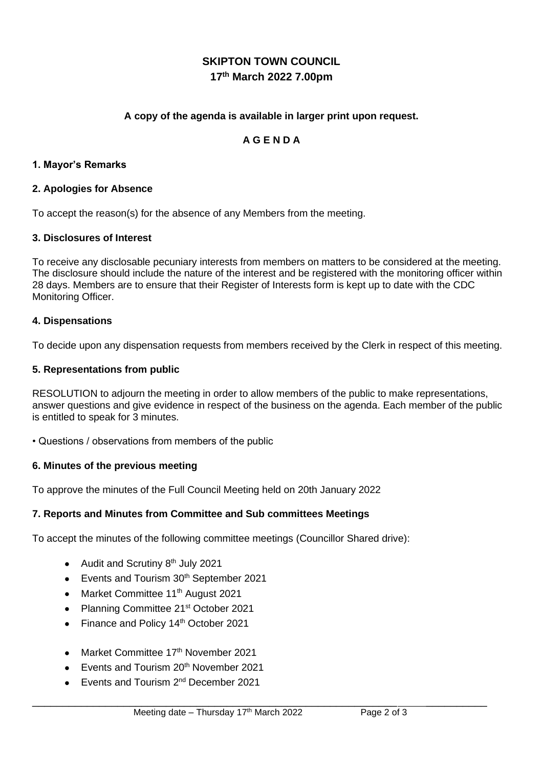# SKIPTON TOWN COUNCIL

## 17th March 2022 7.00pm

**A copy of the agenda is available in larger print upon request.**

**A G E N D A**

### 1. Mayor's Remarks

### 2. Apologies for Absence

To accept the reason(s) for the absence of any Members from the meeting.

### 3. Disclosures of Interest

To receive any disclosable pecuniary interests from members on matters to be considered at the meeting. The disclosure should include the nature of the interest and be registered with the monitoring officer within 28 days. Members are to ensure that their Register of Interests form is kept up to date with the CDC Monitoring Officer.

### 4. Dispensations

To decide upon any dispensation requests from members received by the Clerk in respect of this meeting.

### 5. Representations from public

RESOLUTION to adjourn the meeting in order to allow members of the public to make representations, answer questions and give evidence in respect of the business on the agenda. Each member of the public is entitled to speak for 3 minutes.

• Questions / observations from members of the public

### 6. Minutes of the previous meeting

To approve the minutes of the Full Council Meeting held on 20th January 2022

### 7. Reports and Minutes from Committee and Sub committees Meetings

To accept the minutes of the following committee meetings (Councillor Shared drive):

- Audit and Scrutiny 8th July 2021
- Events and Tourism 30th September 2021
- Market Committee 11th August 2021
- Planning Committee 21st October 2021
- Finance and Policy 14th October 2021

- Market Committee 17th November 2021
- Events and Tourism 20th November 2021
- Events and Tourism 2nd December 2021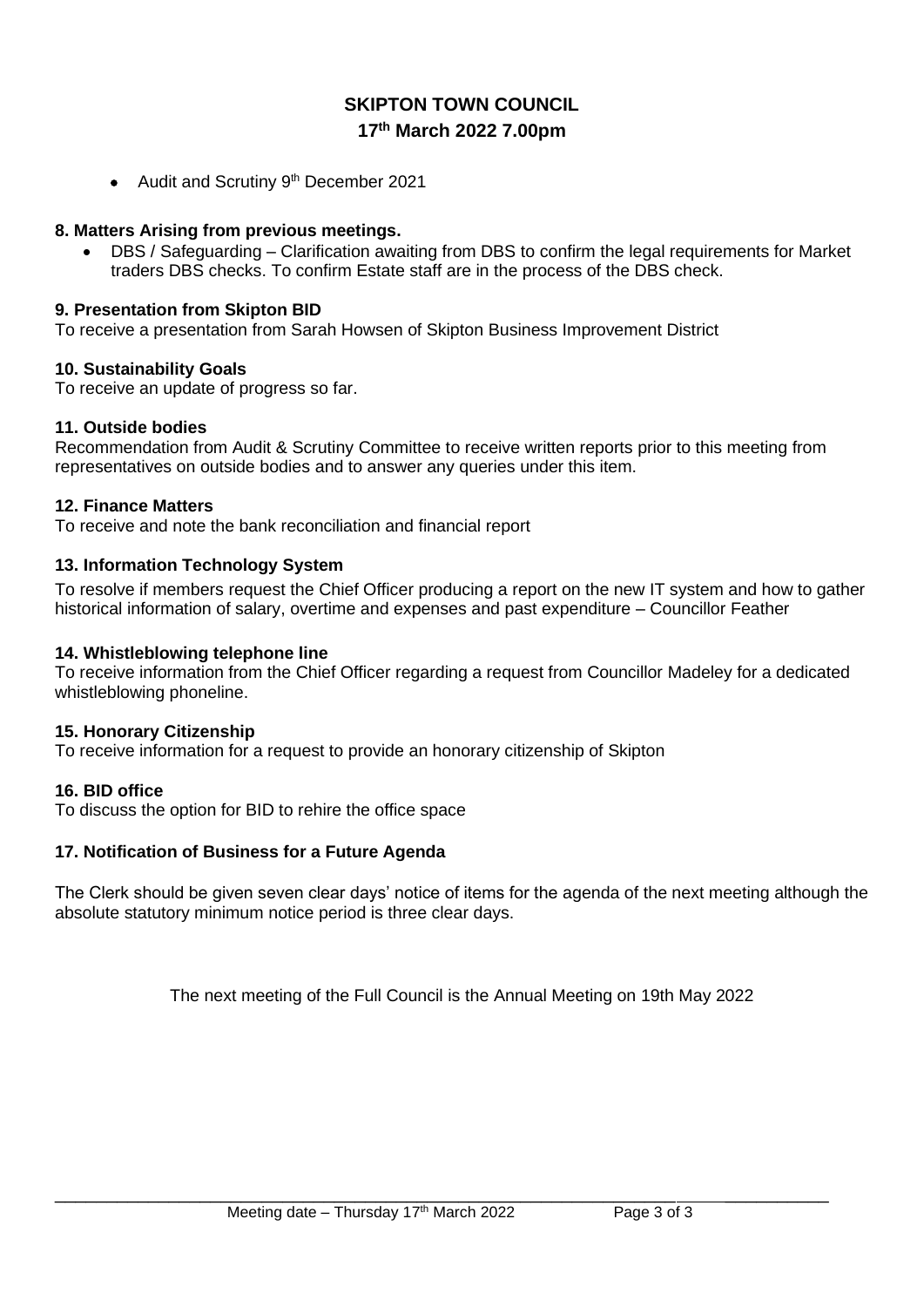**SKIPTON TOWN COUNCIL**
**17th March 2022 7.00pm**

- Audit and Scrutiny 9th December 2021

**8. Matters Arising from previous meetings.**

- DBS / Safeguarding – Clarification awaiting from DBS to confirm the legal requirements for Market traders DBS checks. To confirm Estate staff are in the process of the DBS check.

**9. Presentation from Skipton BID**

To receive a presentation from Sarah Howsen of Skipton Business Improvement District

**10. Sustainability Goals**

To receive an update of progress so far.

**11. Outside bodies**

Recommendation from Audit & Scrutiny Committee to receive written reports prior to this meeting from representatives on outside bodies and to answer any queries under this item.

**12. Finance Matters**

To receive and note the bank reconciliation and financial report

**13. Information Technology System**

To resolve if members request the Chief Officer producing a report on the new IT system and how to gather historical information of salary, overtime and expenses and past expenditure – Councillor Feather

**14. Whistleblowing telephone line**

To receive information from the Chief Officer regarding a request from Councillor Madeley for a dedicated whistleblowing phoneline.

**15. Honorary Citizenship**

To receive information for a request to provide an honorary citizenship of Skipton

**16. BID office**

To discuss the option for BID to rehire the office space

**17. Notification of Business for a Future Agenda**

The Clerk should be given seven clear days' notice of items for the agenda of the next meeting although the absolute statutory minimum notice period is three clear days.

The next meeting of the Full Council is the Annual Meeting on 19th May 2022